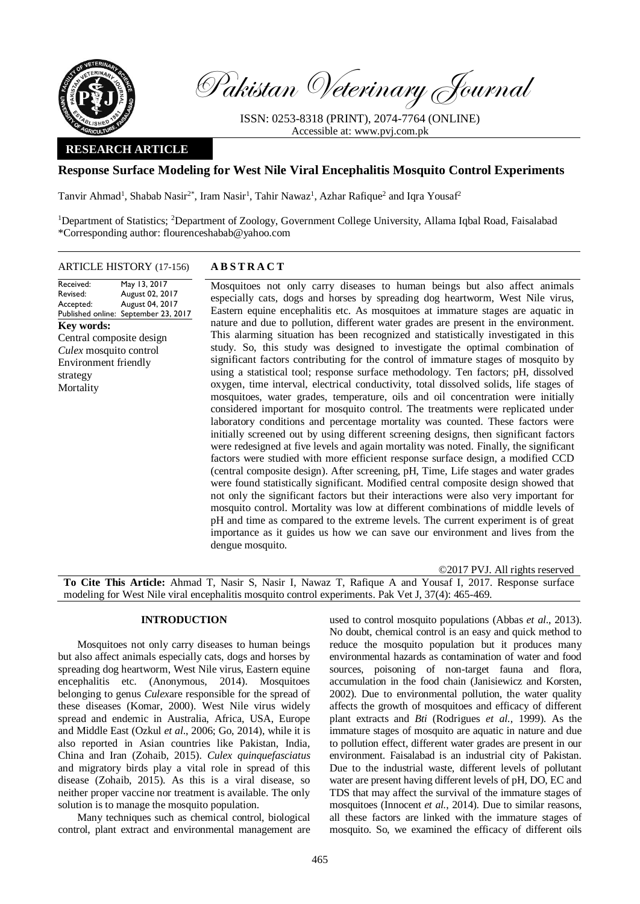Pakistan Veterinary Journal

ISSN: 0253-8318 (PRINT), 2074-7764 (ONLINE)
Accessible at: www.pvj.com.pk

**RESEARCH ARTICLE**

# Response Surface Modeling for West Nile Viral Encephalitis Mosquito Control Experiments

Tanvir Ahmad[1], Shabab Nasir[2*], Iram Nasir[1], Tahir Nawaz[1], Azhar Rafique[2] and Iqra Yousaf[2]

[1]Department of Statistics; [2]Department of Zoology, Government College University, Allama Iqbal Road, Faisalabad
*Corresponding author: flourenceshabab@yahoo.com

**ARTICLE HISTORY** (17-156)

| | |
|---|---|
| Received: | May 13, 2017 |
| Revised: | August 02, 2017 |
| Accepted: | August 04, 2017 |
| Published online: | September 23, 2017 |

**Key words:**
Central composite design
*Culex* mosquito control
Environment friendly strategy
Mortality

## ABSTRACT

Mosquitoes not only carry diseases to human beings but also affect animals especially cats, dogs and horses by spreading dog heartworm, West Nile virus, Eastern equine encephalitis etc. As mosquitoes at immature stages are aquatic in nature and due to pollution, different water grades are present in the environment. This alarming situation has been recognized and statistically investigated in this study. So, this study was designed to investigate the optimal combination of significant factors contributing for the control of immature stages of mosquito by using a statistical tool; response surface methodology. Ten factors; pH, dissolved oxygen, time interval, electrical conductivity, total dissolved solids, life stages of mosquitoes, water grades, temperature, oils and oil concentration were initially considered important for mosquito control. The treatments were replicated under laboratory conditions and percentage mortality was counted. These factors were initially screened out by using different screening designs, then significant factors were redesigned at five levels and again mortality was noted. Finally, the significant factors were studied with more efficient response surface design, a modified CCD (central composite design). After screening, pH, Time, Life stages and water grades were found statistically significant. Modified central composite design showed that not only the significant factors but their interactions were also very important for mosquito control. Mortality was low at different combinations of middle levels of pH and time as compared to the extreme levels. The current experiment is of great importance as it guides us how we can save our environment and lives from the dengue mosquito.

©2017 PVJ. All rights reserved

**To Cite This Article:** Ahmad T, Nasir S, Nasir I, Nawaz T, Rafique A and Yousaf I, 2017. Response surface modeling for West Nile viral encephalitis mosquito control experiments. Pak Vet J, 37(4): 465-469.

## INTRODUCTION

Mosquitoes not only carry diseases to human beings but also affect animals especially cats, dogs and horses by spreading dog heartworm, West Nile virus, Eastern equine encephalitis etc. (Anonymous, 2014). Mosquitoes belonging to genus *Culex*are responsible for the spread of these diseases (Komar, 2000). West Nile virus widely spread and endemic in Australia, Africa, USA, Europe and Middle East (Ozkul *et al*., 2006; Go, 2014), while it is also reported in Asian countries like Pakistan, India, China and Iran (Zohaib, 2015). *Culex quinquefasciatus* and migratory birds play a vital role in spread of this disease (Zohaib, 2015). As this is a viral disease, so neither proper vaccine nor treatment is available. The only solution is to manage the mosquito population.

Many techniques such as chemical control, biological control, plant extract and environmental management are used to control mosquito populations (Abbas *et al*., 2013). No doubt, chemical control is an easy and quick method to reduce the mosquito population but it produces many environmental hazards as contamination of water and food sources, poisoning of non-target fauna and flora, accumulation in the food chain (Janisiewicz and Korsten, 2002). Due to environmental pollution, the water quality affects the growth of mosquitoes and efficacy of different plant extracts and *Bti* (Rodrigues *et al.*, 1999). As the immature stages of mosquito are aquatic in nature and due to pollution effect, different water grades are present in our environment. Faisalabad is an industrial city of Pakistan. Due to the industrial waste, different levels of pollutant water are present having different levels of pH, DO, EC and TDS that may affect the survival of the immature stages of mosquitoes (Innocent *et al.*, 2014). Due to similar reasons, all these factors are linked with the immature stages of mosquito. So, we examined the efficacy of different oils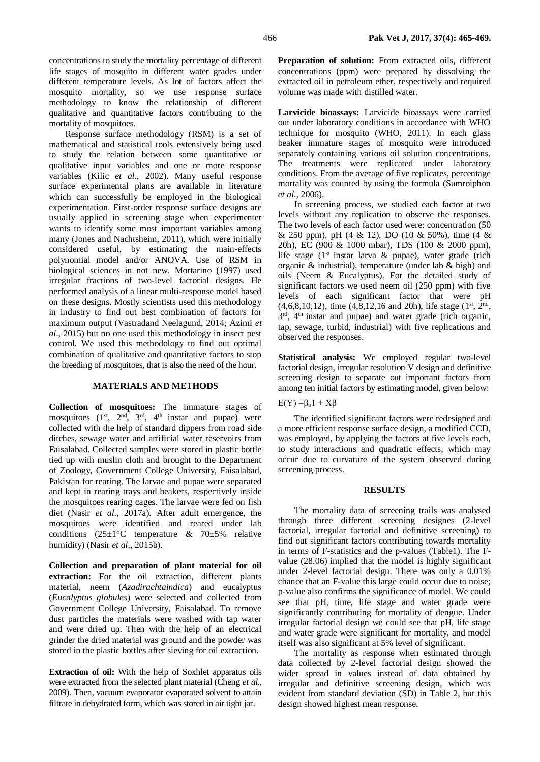concentrations to study the mortality percentage of different life stages of mosquito in different water grades under different temperature levels. As lot of factors affect the mosquito mortality, so we use response surface methodology to know the relationship of different qualitative and quantitative factors contributing to the mortality of mosquitoes.

Response surface methodology (RSM) is a set of mathematical and statistical tools extensively being used to study the relation between some quantitative or qualitative input variables and one or more response variables (Kilic *et al*., 2002). Many useful response surface experimental plans are available in literature which can successfully be employed in the biological experimentation. First-order response surface designs are usually applied in screening stage when experimenter wants to identify some most important variables among many (Jones and Nachtsheim, 2011), which were initially considered useful, by estimating the main-effects polynomial model and/or ANOVA. Use of RSM in biological sciences in not new. Mortarino (1997) used irregular fractions of two-level factorial designs. He performed analysis of a linear multi-response model based on these designs. Mostly scientists used this methodology in industry to find out best combination of factors for maximum output (Vastradand Neelagund, 2014; Azimi *et al*., 2015) but no one used this methodology in insect pest control. We used this methodology to find out optimal combination of qualitative and quantitative factors to stop the breeding of mosquitoes, that is also the need of the hour.

## MATERIALS AND METHODS

**Collection of mosquitoes:** The immature stages of mosquitoes (1st, 2nd, 3rd, 4th instar and pupae) were collected with the help of standard dippers from road side ditches, sewage water and artificial water reservoirs from Faisalabad. Collected samples were stored in plastic bottle tied up with muslin cloth and brought to the Department of Zoology, Government College University, Faisalabad, Pakistan for rearing. The larvae and pupae were separated and kept in rearing trays and beakers, respectively inside the mosquitoes rearing cages. The larvae were fed on fish diet (Nasir *et al*., 2017a). After adult emergence, the mosquitoes were identified and reared under lab conditions (25±1°C temperature & 70±5% relative humidity) (Nasir *et al*., 2015b).

**Collection and preparation of plant material for oil extraction:** For the oil extraction, different plants material, neem (*Azadirachtaindica*) and eucalyptus (*Eucalyptus globules*) were selected and collected from Government College University, Faisalabad. To remove dust particles the materials were washed with tap water and were dried up. Then with the help of an electrical grinder the dried material was ground and the powder was stored in the plastic bottles after sieving for oil extraction.

**Extraction of oil:** With the help of Soxhlet apparatus oils were extracted from the selected plant material (Cheng *et al*., 2009). Then, vacuum evaporator evaporated solvent to attain filtrate in dehydrated form, which was stored in air tight jar.

**Preparation of solution:** From extracted oils, different concentrations (ppm) were prepared by dissolving the extracted oil in petroleum ether, respectively and required volume was made with distilled water.

**Larvicide bioassays:** Larvicide bioassays were carried out under laboratory conditions in accordance with WHO technique for mosquito (WHO, 2011). In each glass beaker immature stages of mosquito were introduced separately containing various oil solution concentrations. The treatments were replicated under laboratory conditions. From the average of five replicates, percentage mortality was counted by using the formula (Sumroiphon *et al*., 2006).

In screening process, we studied each factor at two levels without any replication to observe the responses. The two levels of each factor used were: concentration (50 & 250 ppm), pH (4 & 12), DO (10 & 50%), time (4 & 20h), EC (900 & 1000 mbar), TDS (100 & 2000 ppm), life stage (1st instar larva & pupae), water grade (rich organic & industrial), temperature (under lab & high) and oils (Neem & Eucalyptus). For the detailed study of significant factors we used neem oil (250 ppm) with five levels of each significant factor that were pH (4,6,8,10,12), time (4,8,12,16 and 20h), life stage (1st, 2nd, 3rd, 4th instar and pupae) and water grade (rich organic, tap, sewage, turbid, industrial) with five replications and observed the responses.

**Statistical analysis:** We employed regular two-level factorial design, irregular resolution V design and definitive screening design to separate out important factors from among ten initial factors by estimating model, given below:

$$E(Y) = \beta_o 1 + X\beta$$

The identified significant factors were redesigned and a more efficient response surface design, a modified CCD, was employed, by applying the factors at five levels each, to study interactions and quadratic effects, which may occur due to curvature of the system observed during screening process.

## RESULTS

The mortality data of screening trails was analysed through three different screening designes (2-level factorial, irregular factorial and definitive screening) to find out significant factors contributing towards mortality in terms of F-statistics and the p-values (Table1). The F-value (28.06) implied that the model is highly significant under 2-level factorial design. There was only a 0.01% chance that an F-value this large could occur due to noise; p-value also confirms the significance of model. We could see that pH, time, life stage and water grade were significantly contributing for mortality of dengue. Under irregular factorial design we could see that pH, life stage and water grade were significant for mortality, and model itself was also significant at 5% level of significant.

The mortality as response when estimated through data collected by 2-level factorial design showed the wider spread in values instead of data obtained by irregular and definitive screening design, which was evident from standard deviation (SD) in Table 2, but this design showed highest mean response.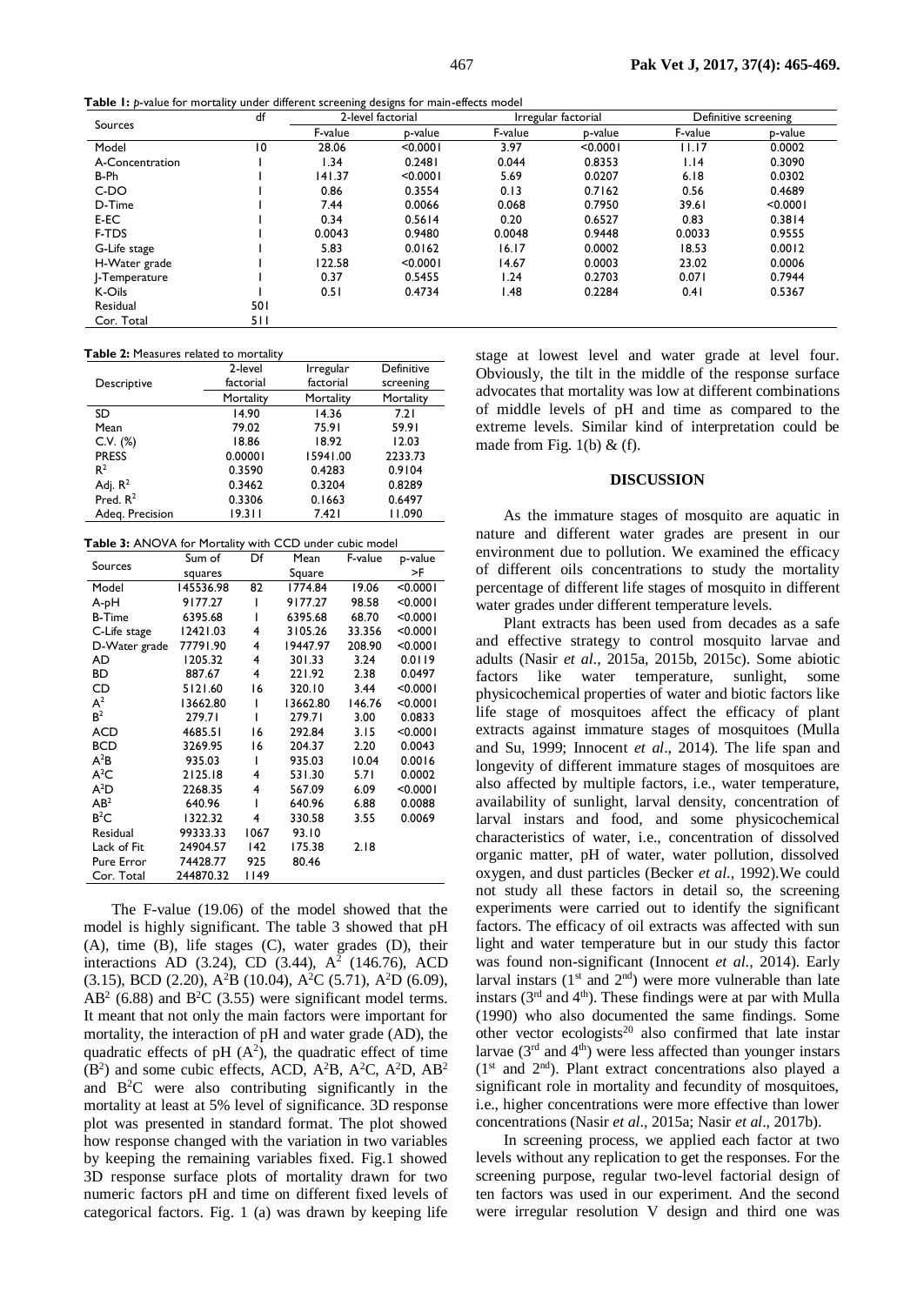**Table 1:** *p*-value for mortality under different screening designs for main-effects model

| Sources | df | 2-level factorial | | Irregular factorial | | Definitive screening | |
|---|---|---|---|---|---|---|---|
| | | F-value | p-value | F-value | p-value | F-value | p-value |
| Model | 10 | 28.06 | <0.0001 | 3.97 | <0.0001 | 11.17 | 0.0002 |
| A-Concentration | 1 | 1.34 | 0.2481 | 0.044 | 0.8353 | 1.14 | 0.3090 |
| B-Ph | 1 | 141.37 | <0.0001 | 5.69 | 0.0207 | 6.18 | 0.0302 |
| C-DO | 1 | 0.86 | 0.3554 | 0.13 | 0.7162 | 0.56 | 0.4689 |
| D-Time | 1 | 7.44 | 0.0066 | 0.068 | 0.7950 | 39.61 | <0.0001 |
| E-EC | 1 | 0.34 | 0.5614 | 0.20 | 0.6527 | 0.83 | 0.3814 |
| F-TDS | 1 | 0.0043 | 0.9480 | 0.0048 | 0.9448 | 0.0033 | 0.9555 |
| G-Life stage | 1 | 5.83 | 0.0162 | 16.17 | 0.0002 | 18.53 | 0.0012 |
| H-Water grade | 1 | 122.58 | <0.0001 | 14.67 | 0.0003 | 23.02 | 0.0006 |
| J-Temperature | 1 | 0.37 | 0.5455 | 1.24 | 0.2703 | 0.071 | 0.7944 |
| K-Oils | 1 | 0.51 | 0.4734 | 1.48 | 0.2284 | 0.41 | 0.5367 |
| Residual | 501 | | | | | | |
| Cor. Total | 511 | | | | | | |

**Table 2:** Measures related to mortality

| Descriptive | 2-level factorial | Irregular factorial | Definitive screening |
|---|---|---|---|
| | Mortality | Mortality | Mortality |
| SD | 14.90 | 14.36 | 7.21 |
| Mean | 79.02 | 75.91 | 59.91 |
| C.V. (%) | 18.86 | 18.92 | 12.03 |
| PRESS | 0.00001 | 15941.00 | 2233.73 |
| $R^2$ | 0.3590 | 0.4283 | 0.9104 |
| Adj. $R^2$ | 0.3462 | 0.3204 | 0.8289 |
| Pred. $R^2$ | 0.3306 | 0.1663 | 0.6497 |
| Adeq. Precision | 19.311 | 7.421 | 11.090 |

**Table 3:** ANOVA for Mortality with CCD under cubic model

| Sources | Sum of squares | Df | Mean Square | F-value | p-value >F |
|---|---|---|---|---|---|
| Model | 145536.98 | 82 | 1774.84 | 19.06 | <0.0001 |
| A-pH | 9177.27 | 1 | 9177.27 | 98.58 | <0.0001 |
| B-Time | 6395.68 | 1 | 6395.68 | 68.70 | <0.0001 |
| C-Life stage | 12421.03 | 4 | 3105.26 | 33.356 | <0.0001 |
| D-Water grade | 77791.90 | 4 | 19447.97 | 208.90 | <0.0001 |
| AD | 1205.32 | 4 | 301.33 | 3.24 | 0.0119 |
| BD | 887.67 | 4 | 221.92 | 2.38 | 0.0497 |
| CD | 5121.60 | 16 | 320.10 | 3.44 | <0.0001 |
| $A^2$ | 13662.80 | 1 | 13662.80 | 146.76 | <0.0001 |
| $B^2$ | 279.71 | 1 | 279.71 | 3.00 | 0.0833 |
| ACD | 4685.51 | 16 | 292.84 | 3.15 | <0.0001 |
| BCD | 3269.95 | 16 | 204.37 | 2.20 | 0.0043 |
| $A^2B$ | 935.03 | 1 | 935.03 | 10.04 | 0.0016 |
| $A^2C$ | 2125.18 | 4 | 531.30 | 5.71 | 0.0002 |
| $A^2D$ | 2268.35 | 4 | 567.09 | 6.09 | <0.0001 |
| $AB^2$ | 640.96 | 1 | 640.96 | 6.88 | 0.0088 |
| $B^2C$ | 1322.32 | 4 | 330.58 | 3.55 | 0.0069 |
| Residual | 99333.33 | 1067 | 93.10 | | |
| Lack of Fit | 24904.57 | 142 | 175.38 | 2.18 | |
| Pure Error | 74428.77 | 925 | 80.46 | | |
| Cor. Total | 244870.32 | 1149 | | | |

The F-value (19.06) of the model showed that the model is highly significant. The table 3 showed that pH (A), time (B), life stages (C), water grades (D), their interactions AD (3.24), CD (3.44), $A^2$ (146.76), ACD (3.15), BCD (2.20), $A^2B$ (10.04), $A^2C$ (5.71), $A^2D$ (6.09), $AB^2$ (6.88) and $B^2C$ (3.55) were significant model terms. It meant that not only the main factors were important for mortality, the interaction of pH and water grade (AD), the quadratic effects of pH ($A^2$), the quadratic effect of time ($B^2$) and some cubic effects, ACD, $A^2B$, $A^2C$, $A^2D$, $AB^2$ and $B^2C$ were also contributing significantly in the mortality at least at 5% level of significance. 3D response plot was presented in standard format. The plot showed how response changed with the variation in two variables by keeping the remaining variables fixed. Fig.1 showed 3D response surface plots of mortality drawn for two numeric factors pH and time on different fixed levels of categorical factors. Fig. 1 (a) was drawn by keeping life stage at lowest level and water grade at level four. Obviously, the tilt in the middle of the response surface advocates that mortality was low at different combinations of middle levels of pH and time as compared to the extreme levels. Similar kind of interpretation could be made from Fig. 1(b) & (f).

## DISCUSSION

As the immature stages of mosquito are aquatic in nature and different water grades are present in our environment due to pollution. We examined the efficacy of different oils concentrations to study the mortality percentage of different life stages of mosquito in different water grades under different temperature levels.

Plant extracts has been used from decades as a safe and effective strategy to control mosquito larvae and adults (Nasir *et al*., 2015a, 2015b, 2015c). Some abiotic factors like water temperature, sunlight, some physicochemical properties of water and biotic factors like life stage of mosquitoes affect the efficacy of plant extracts against immature stages of mosquitoes (Mulla and Su, 1999; Innocent *et al*., 2014). The life span and longevity of different immature stages of mosquitoes are also affected by multiple factors, i.e., water temperature, availability of sunlight, larval density, concentration of larval instars and food, and some physicochemical characteristics of water, i.e., concentration of dissolved organic matter, pH of water, water pollution, dissolved oxygen, and dust particles (Becker *et al*., 1992).We could not study all these factors in detail so, the screening experiments were carried out to identify the significant factors. The efficacy of oil extracts was affected with sun light and water temperature but in our study this factor was found non-significant (Innocent *et al*., 2014). Early larval instars (1st and 2nd) were more vulnerable than late instars (3rd and 4th). These findings were at par with Mulla (1990) who also documented the same findings. Some other vector ecologists[20] also confirmed that late instar larvae (3rd and 4th) were less affected than younger instars (1st and 2nd). Plant extract concentrations also played a significant role in mortality and fecundity of mosquitoes, i.e., higher concentrations were more effective than lower concentrations (Nasir *et al*., 2015a; Nasir *et al*., 2017b).

In screening process, we applied each factor at two levels without any replication to get the responses. For the screening purpose, regular two-level factorial design of ten factors was used in our experiment. And the second were irregular resolution V design and third one was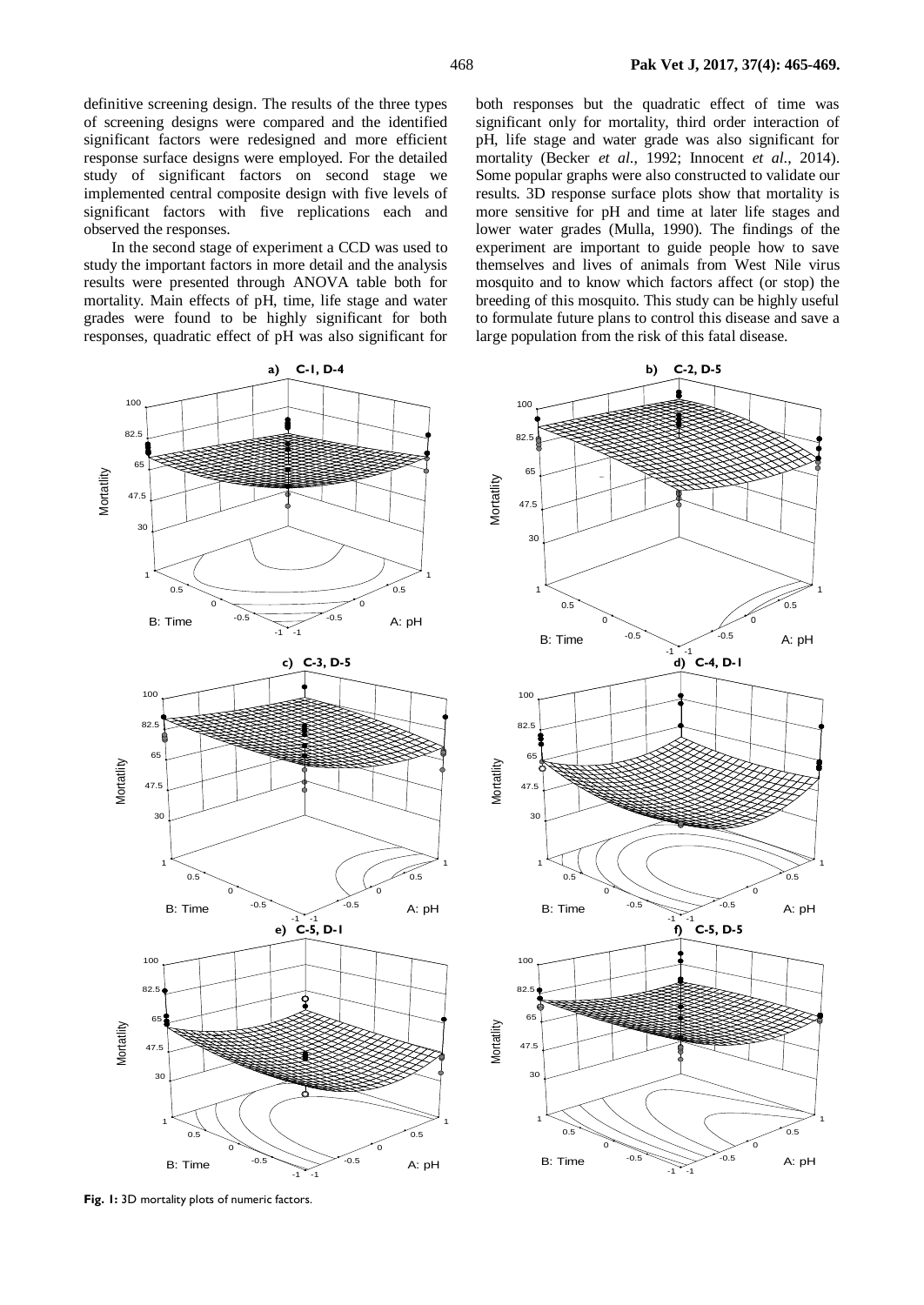definitive screening design. The results of the three types of screening designs were compared and the identified significant factors were redesigned and more efficient response surface designs were employed. For the detailed study of significant factors on second stage we implemented central composite design with five levels of significant factors with five replications each and observed the responses.

In the second stage of experiment a CCD was used to study the important factors in more detail and the analysis results were presented through ANOVA table both for mortality. Main effects of pH, time, life stage and water grades were found to be highly significant for both responses, quadratic effect of pH was also significant for both responses but the quadratic effect of time was significant only for mortality, third order interaction of pH, life stage and water grade was also significant for mortality (Becker *et al.*, 1992; Innocent *et al.*, 2014). Some popular graphs were also constructed to validate our results. 3D response surface plots show that mortality is more sensitive for pH and time at later life stages and lower water grades (Mulla, 1990). The findings of the experiment are important to guide people how to save themselves and lives of animals from West Nile virus mosquito and to know which factors affect (or stop) the breeding of this mosquito. This study can be highly useful to formulate future plans to control this disease and save a large population from the risk of this fatal disease.

**Fig. 1:** 3D mortality plots of numeric factors.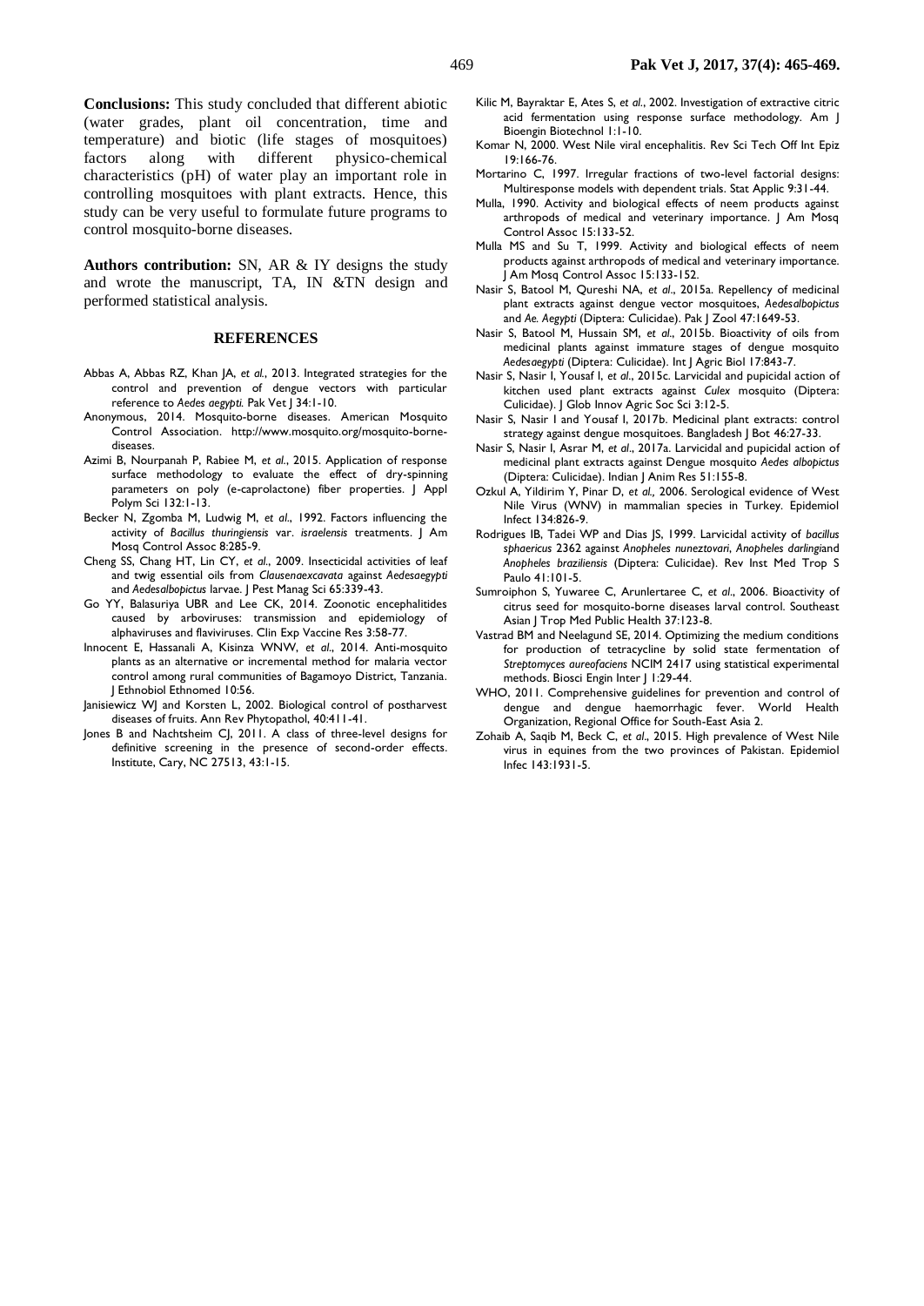**Conclusions:** This study concluded that different abiotic (water grades, plant oil concentration, time and temperature) and biotic (life stages of mosquitoes) factors along with different physico-chemical characteristics (pH) of water play an important role in controlling mosquitoes with plant extracts. Hence, this study can be very useful to formulate future programs to control mosquito-borne diseases.

**Authors contribution:** SN, AR & IY designs the study and wrote the manuscript, TA, IN &TN design and performed statistical analysis.

## REFERENCES

Abbas A, Abbas RZ, Khan JA, *et al.*, 2013. Integrated strategies for the control and prevention of dengue vectors with particular reference to *Aedes aegypti.* Pak Vet J 34:1-10.

Anonymous, 2014. Mosquito-borne diseases. American Mosquito Control Association. http://www.mosquito.org/mosquito-borne-diseases.

Azimi B, Nourpanah P, Rabiee M, *et al.*, 2015. Application of response surface methodology to evaluate the effect of dry-spinning parameters on poly (e-caprolactone) fiber properties. J Appl Polym Sci 132:1-13.

Becker N, Zgomba M, Ludwig M, *et al.*, 1992. Factors influencing the activity of *Bacillus thuringiensis* var. *israelensis* treatments. J Am Mosq Control Assoc 8:285-9.

Cheng SS, Chang HT, Lin CY, *et al.*, 2009. Insecticidal activities of leaf and twig essential oils from *Clausenaexcavata* against *Aedesaegypti* and *Aedesalbopictus* larvae. J Pest Manag Sci 65:339-43.

Go YY, Balasuriya UBR and Lee CK, 2014. Zoonotic encephalitides caused by arboviruses: transmission and epidemiology of alphaviruses and flaviviruses. Clin Exp Vaccine Res 3:58-77.

Innocent E, Hassanali A, Kisinza WNW, *et al.*, 2014. Anti-mosquito plants as an alternative or incremental method for malaria vector control among rural communities of Bagamoyo District, Tanzania. J Ethnobiol Ethnomed 10:56.

Janisiewicz WJ and Korsten L, 2002. Biological control of postharvest diseases of fruits. Ann Rev Phytopathol, 40:411-41.

Jones B and Nachtsheim CJ, 2011. A class of three-level designs for definitive screening in the presence of second-order effects. Institute, Cary, NC 27513, 43:1-15.

Kilic M, Bayraktar E, Ates S, *et al.*, 2002. Investigation of extractive citric acid fermentation using response surface methodology. Am J Bioengin Biotechnol 1:1-10.

Komar N, 2000. West Nile viral encephalitis. Rev Sci Tech Off Int Epiz 19:166-76.

Mortarino C, 1997. Irregular fractions of two-level factorial designs: Multiresponse models with dependent trials. Stat Applic 9:31-44.

Mulla, 1990. Activity and biological effects of neem products against arthropods of medical and veterinary importance. J Am Mosq Control Assoc 15:133-52.

Mulla MS and Su T, 1999. Activity and biological effects of neem products against arthropods of medical and veterinary importance. J Am Mosq Control Assoc 15:133-152.

Nasir S, Batool M, Qureshi NA, *et al.*, 2015a. Repellency of medicinal plant extracts against dengue vector mosquitoes, *Aedesalbopictus* and *Ae. Aegypti* (Diptera: Culicidae). Pak J Zool 47:1649-53.

Nasir S, Batool M, Hussain SM, *et al.*, 2015b. Bioactivity of oils from medicinal plants against immature stages of dengue mosquito *Aedesaegypti* (Diptera: Culicidae). Int J Agric Biol 17:843-7.

Nasir S, Nasir I, Yousaf I, *et al.*, 2015c. Larvicidal and pupicidal action of kitchen used plant extracts against *Culex* mosquito (Diptera: Culicidae). J Glob Innov Agric Soc Sci 3:12-5.

Nasir S, Nasir I and Yousaf I, 2017b. Medicinal plant extracts: control strategy against dengue mosquitoes. Bangladesh J Bot 46:27-33.

Nasir S, Nasir I, Asrar M, *et al.*, 2017a. Larvicidal and pupicidal action of medicinal plant extracts against Dengue mosquito *Aedes albopictus* (Diptera: Culicidae). Indian J Anim Res 51:155-8.

Ozkul A, Yildirim Y, Pinar D, *et al.,* 2006. Serological evidence of West Nile Virus (WNV) in mammalian species in Turkey. Epidemiol Infect 134:826-9.

Rodrigues IB, Tadei WP and Dias JS, 1999. Larvicidal activity of *bacillus sphaericus* 2362 against *Anopheles nuneztovari*, *Anopheles darlingi*and *Anopheles braziliensis* (Diptera: Culicidae). Rev Inst Med Trop S Paulo 41:101-5.

Sumroiphon S, Yuwaree C, Arunlertaree C, *et al.*, 2006. Bioactivity of citrus seed for mosquito-borne diseases larval control. Southeast Asian J Trop Med Public Health 37:123-8.

Vastrad BM and Neelagund SE, 2014. Optimizing the medium conditions for production of tetracycline by solid state fermentation of *Streptomyces aureofaciens* NCIM 2417 using statistical experimental methods. Biosci Engin Inter J 1:29-44.

WHO, 2011. Comprehensive guidelines for prevention and control of dengue and dengue haemorrhagic fever. World Health Organization, Regional Office for South-East Asia 2.

Zohaib A, Saqib M, Beck C, *et al.*, 2015. High prevalence of West Nile virus in equines from the two provinces of Pakistan. Epidemiol Infec 143:1931-5.